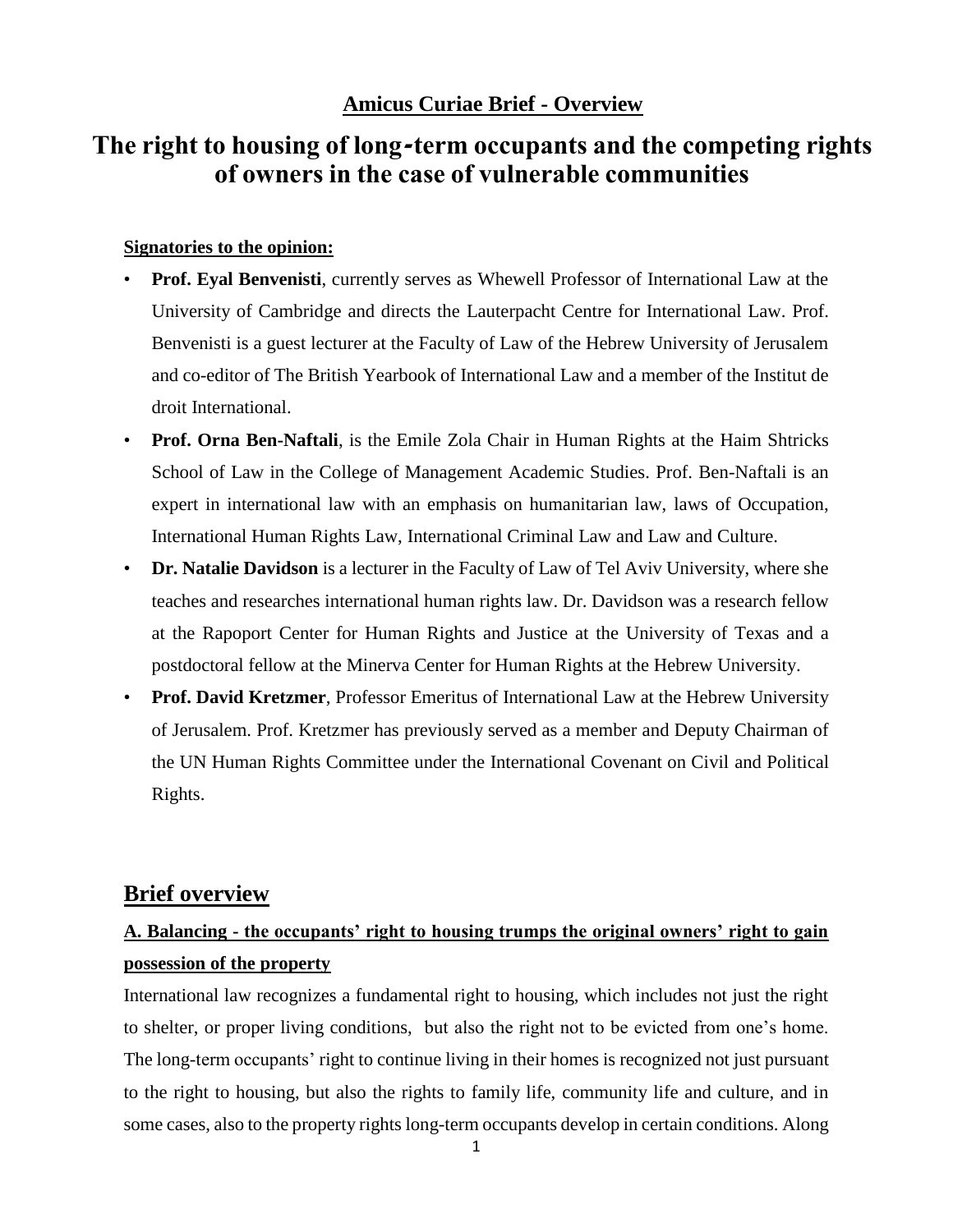**Amicus Curiae Brief - Overview**

# The right to housing of long-term occupants and the competing rights of owners in the case of vulnerable communities

**Signatories to the opinion:**

- **Prof. Eyal Benvenisti**, currently serves as Whewell Professor of International Law at the University of Cambridge and directs the Lauterpacht Centre for International Law. Prof. Benvenisti is a guest lecturer at the Faculty of Law of the Hebrew University of Jerusalem and co-editor of The British Yearbook of International Law and a member of the Institut de droit International.
- **Prof. Orna Ben-Naftali**, is the Emile Zola Chair in Human Rights at the Haim Shtricks School of Law in the College of Management Academic Studies. Prof. Ben-Naftali is an expert in international law with an emphasis on humanitarian law, laws of Occupation, International Human Rights Law, International Criminal Law and Law and Culture.
- **Dr. Natalie Davidson** is a lecturer in the Faculty of Law of Tel Aviv University, where she teaches and researches international human rights law. Dr. Davidson was a research fellow at the Rapoport Center for Human Rights and Justice at the University of Texas and a postdoctoral fellow at the Minerva Center for Human Rights at the Hebrew University.
- **Prof. David Kretzmer**, Professor Emeritus of International Law at the Hebrew University of Jerusalem. Prof. Kretzmer has previously served as a member and Deputy Chairman of the UN Human Rights Committee under the International Covenant on Civil and Political Rights.

## Brief overview

### A. Balancing - the occupants' right to housing trumps the original owners' right to gain possession of the property

International law recognizes a fundamental right to housing, which includes not just the right to shelter, or proper living conditions, but also the right not to be evicted from one's home. The long-term occupants' right to continue living in their homes is recognized not just pursuant to the right to housing, but also the rights to family life, community life and culture, and in some cases, also to the property rights long-term occupants develop in certain conditions. Along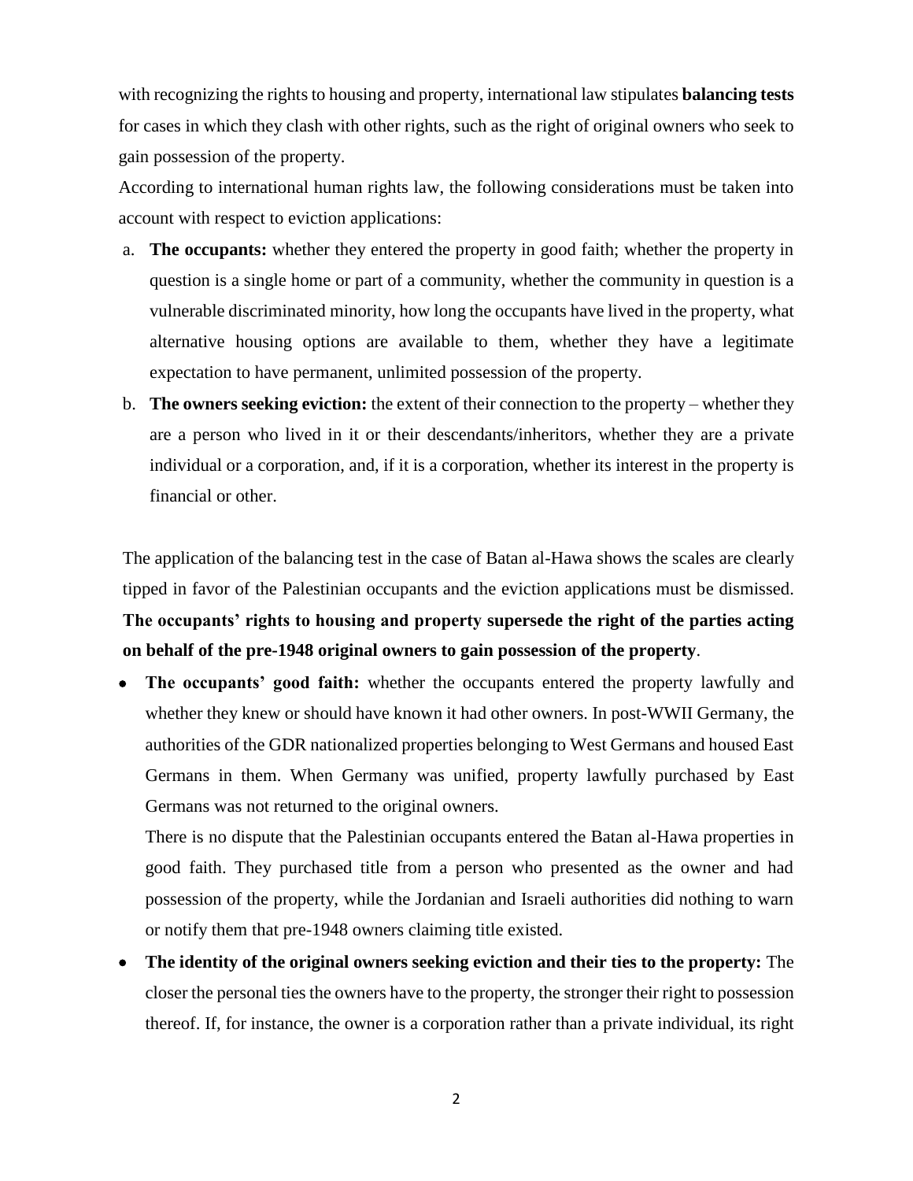with recognizing the rights to housing and property, international law stipulates **balancing tests** for cases in which they clash with other rights, such as the right of original owners who seek to gain possession of the property.

According to international human rights law, the following considerations must be taken into account with respect to eviction applications:

a. **The occupants:** whether they entered the property in good faith; whether the property in question is a single home or part of a community, whether the community in question is a vulnerable discriminated minority, how long the occupants have lived in the property, what alternative housing options are available to them, whether they have a legitimate expectation to have permanent, unlimited possession of the property.
b. **The owners seeking eviction:** the extent of their connection to the property – whether they are a person who lived in it or their descendants/inheritors, whether they are a private individual or a corporation, and, if it is a corporation, whether its interest in the property is financial or other.

The application of the balancing test in the case of Batan al-Hawa shows the scales are clearly tipped in favor of the Palestinian occupants and the eviction applications must be dismissed. **The occupants' rights to housing and property supersede the right of the parties acting on behalf of the pre-1948 original owners to gain possession of the property**.

- **The occupants' good faith:** whether the occupants entered the property lawfully and whether they knew or should have known it had other owners. In post-WWII Germany, the authorities of the GDR nationalized properties belonging to West Germans and housed East Germans in them. When Germany was unified, property lawfully purchased by East Germans was not returned to the original owners.

  There is no dispute that the Palestinian occupants entered the Batan al-Hawa properties in good faith. They purchased title from a person who presented as the owner and had possession of the property, while the Jordanian and Israeli authorities did nothing to warn or notify them that pre-1948 owners claiming title existed.

- **The identity of the original owners seeking eviction and their ties to the property:** The closer the personal ties the owners have to the property, the stronger their right to possession thereof. If, for instance, the owner is a corporation rather than a private individual, its right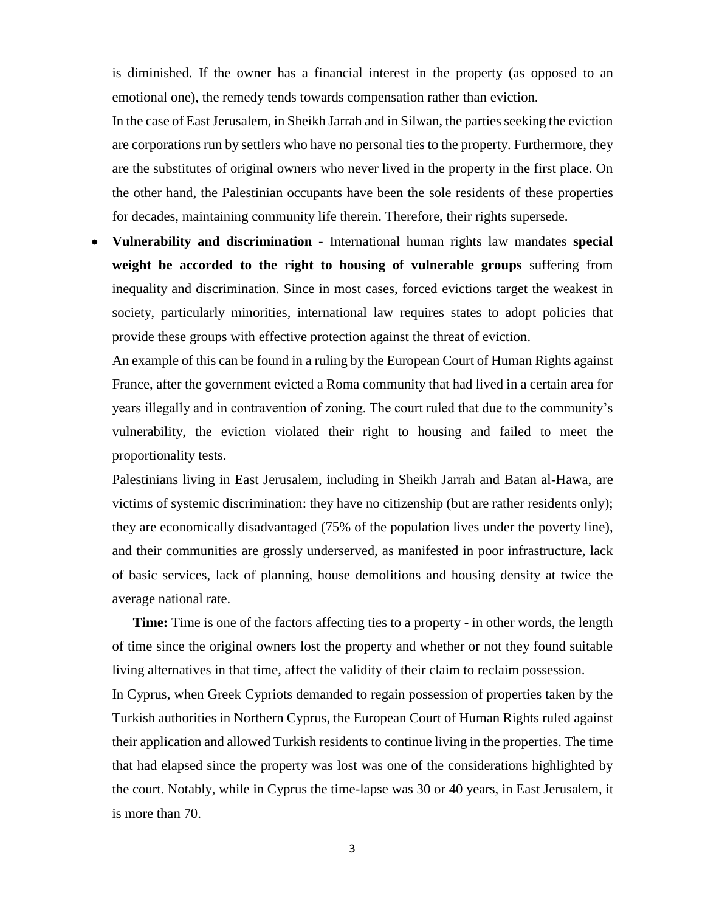is diminished. If the owner has a financial interest in the property (as opposed to an emotional one), the remedy tends towards compensation rather than eviction.

In the case of East Jerusalem, in Sheikh Jarrah and in Silwan, the parties seeking the eviction are corporations run by settlers who have no personal ties to the property. Furthermore, they are the substitutes of original owners who never lived in the property in the first place. On the other hand, the Palestinian occupants have been the sole residents of these properties for decades, maintaining community life therein. Therefore, their rights supersede.

- **Vulnerability and discrimination** - International human rights law mandates **special weight be accorded to the right to housing of vulnerable groups** suffering from inequality and discrimination. Since in most cases, forced evictions target the weakest in society, particularly minorities, international law requires states to adopt policies that provide these groups with effective protection against the threat of eviction.

  An example of this can be found in a ruling by the European Court of Human Rights against France, after the government evicted a Roma community that had lived in a certain area for years illegally and in contravention of zoning. The court ruled that due to the community's vulnerability, the eviction violated their right to housing and failed to meet the proportionality tests.

  Palestinians living in East Jerusalem, including in Sheikh Jarrah and Batan al-Hawa, are victims of systemic discrimination: they have no citizenship (but are rather residents only); they are economically disadvantaged (75% of the population lives under the poverty line), and their communities are grossly underserved, as manifested in poor infrastructure, lack of basic services, lack of planning, house demolitions and housing density at twice the average national rate.

- **Time:** Time is one of the factors affecting ties to a property - in other words, the length of time since the original owners lost the property and whether or not they found suitable living alternatives in that time, affect the validity of their claim to reclaim possession.

  In Cyprus, when Greek Cypriots demanded to regain possession of properties taken by the Turkish authorities in Northern Cyprus, the European Court of Human Rights ruled against their application and allowed Turkish residents to continue living in the properties. The time that had elapsed since the property was lost was one of the considerations highlighted by the court. Notably, while in Cyprus the time-lapse was 30 or 40 years, in East Jerusalem, it is more than 70.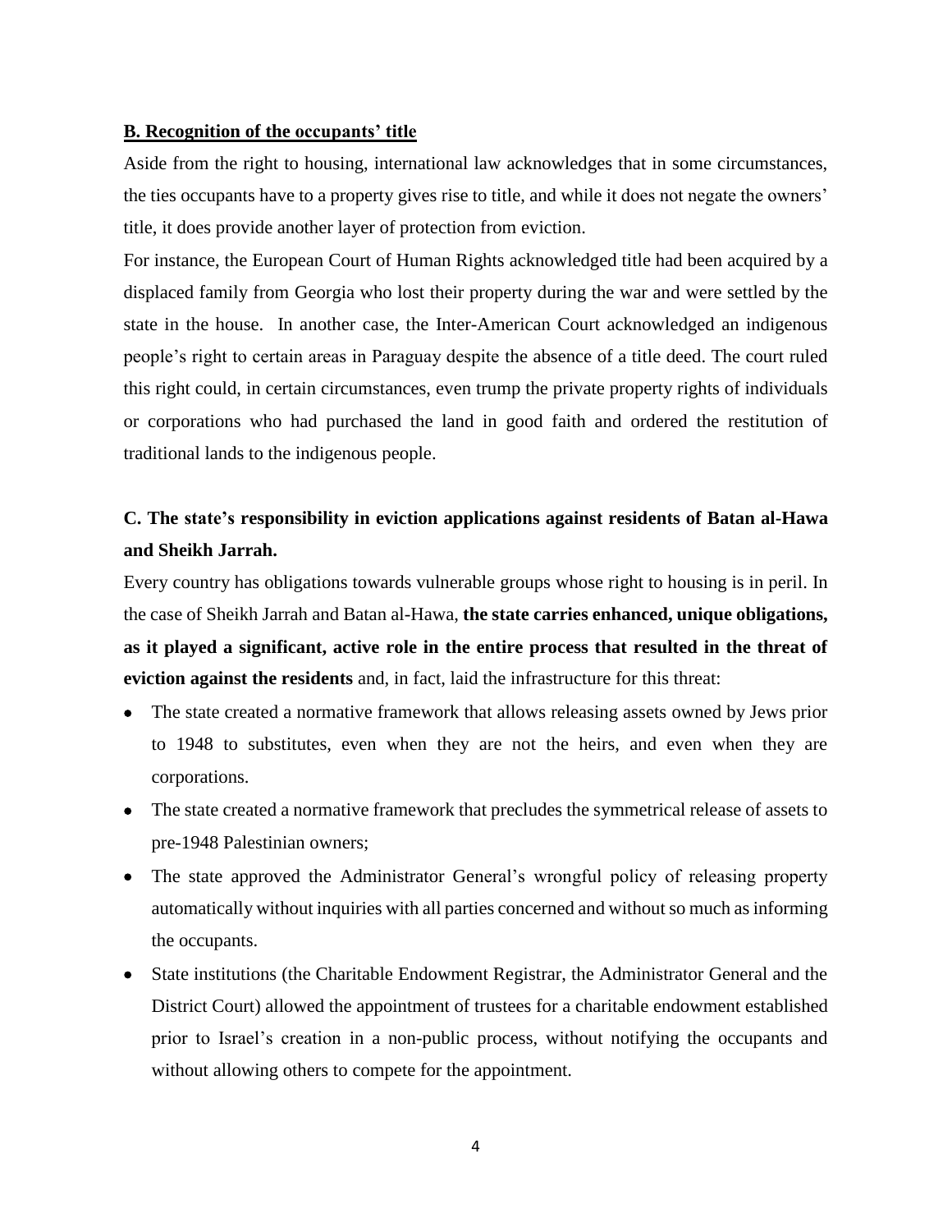**B. Recognition of the occupants' title**

Aside from the right to housing, international law acknowledges that in some circumstances, the ties occupants have to a property gives rise to title, and while it does not negate the owners' title, it does provide another layer of protection from eviction.

For instance, the European Court of Human Rights acknowledged title had been acquired by a displaced family from Georgia who lost their property during the war and were settled by the state in the house. In another case, the Inter-American Court acknowledged an indigenous people's right to certain areas in Paraguay despite the absence of a title deed. The court ruled this right could, in certain circumstances, even trump the private property rights of individuals or corporations who had purchased the land in good faith and ordered the restitution of traditional lands to the indigenous people.

**C. The state's responsibility in eviction applications against residents of Batan al-Hawa and Sheikh Jarrah.**

Every country has obligations towards vulnerable groups whose right to housing is in peril. In the case of Sheikh Jarrah and Batan al-Hawa, **the state carries enhanced, unique obligations, as it played a significant, active role in the entire process that resulted in the threat of eviction against the residents** and, in fact, laid the infrastructure for this threat:

- The state created a normative framework that allows releasing assets owned by Jews prior to 1948 to substitutes, even when they are not the heirs, and even when they are corporations.
- The state created a normative framework that precludes the symmetrical release of assets to pre-1948 Palestinian owners;
- The state approved the Administrator General's wrongful policy of releasing property automatically without inquiries with all parties concerned and without so much as informing the occupants.
- State institutions (the Charitable Endowment Registrar, the Administrator General and the District Court) allowed the appointment of trustees for a charitable endowment established prior to Israel's creation in a non-public process, without notifying the occupants and without allowing others to compete for the appointment.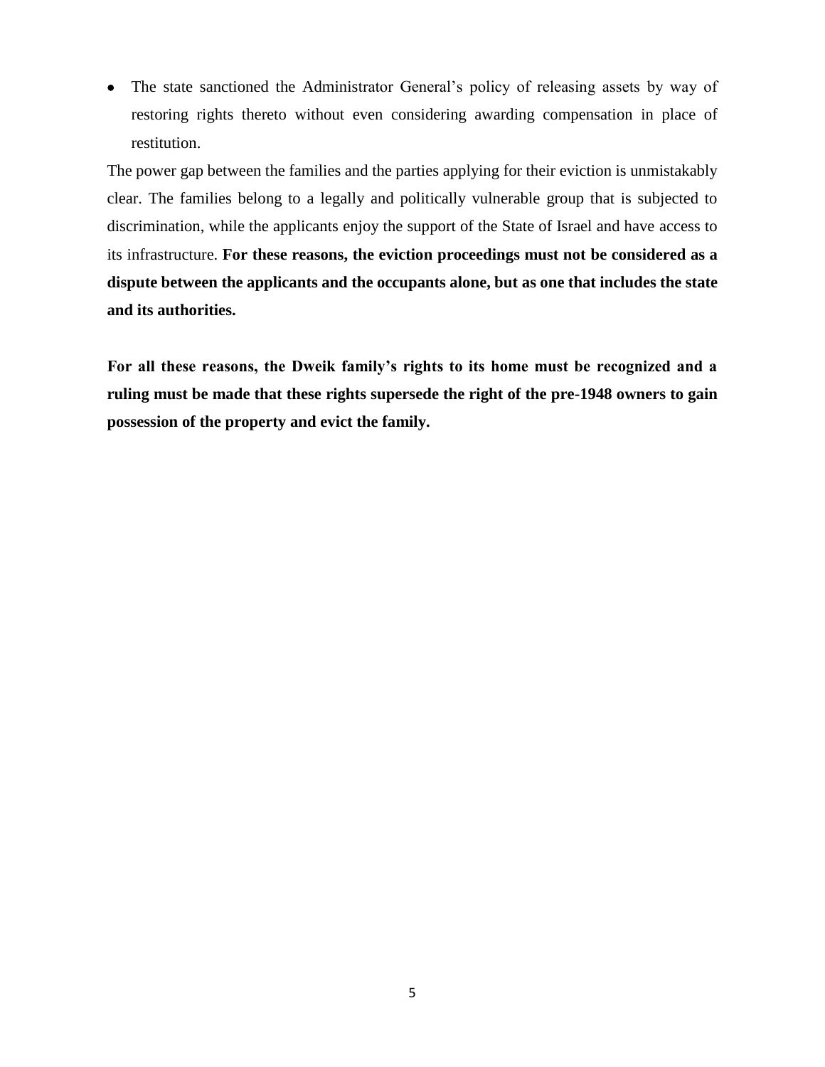- The state sanctioned the Administrator General's policy of releasing assets by way of restoring rights thereto without even considering awarding compensation in place of restitution.

The power gap between the families and the parties applying for their eviction is unmistakably clear. The families belong to a legally and politically vulnerable group that is subjected to discrimination, while the applicants enjoy the support of the State of Israel and have access to its infrastructure. **For these reasons, the eviction proceedings must not be considered as a dispute between the applicants and the occupants alone, but as one that includes the state and its authorities.**

**For all these reasons, the Dweik family's rights to its home must be recognized and a ruling must be made that these rights supersede the right of the pre-1948 owners to gain possession of the property and evict the family.**